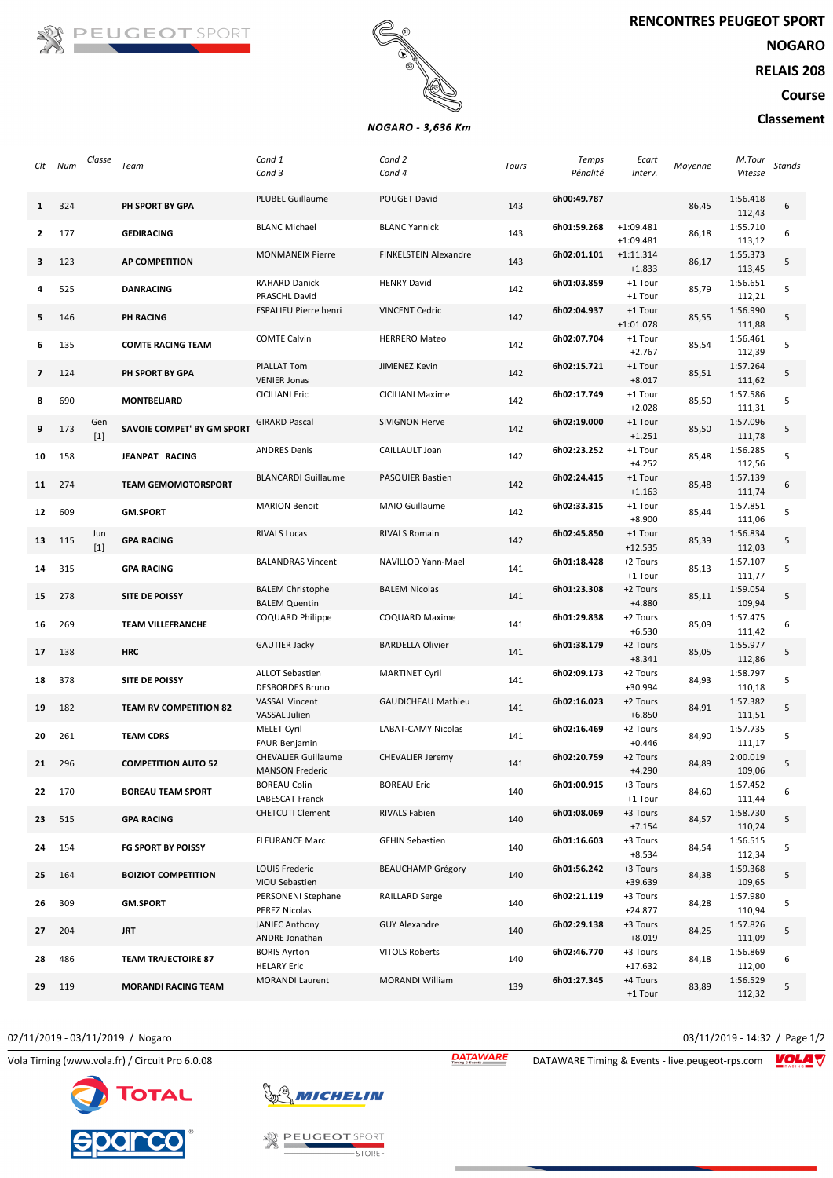# RENCONTRES PEUGEOT SPORT

## NOGARO

## RELAIS 208

## Course

## Classement

NOGARO - 3,636 Km

| Clt | Num | Classe | Team | Cond 1 / Cond 3 | Cond 2 / Cond 4 | Tours | Temps / Pénalité | Ecart / Interv. | Moyenne | M.Tour / Vitesse | Stands |
|---|---|---|---|---|---|---|---|---|---|---|---|
| 1 | 324 | | PH SPORT BY GPA | PLUBEL Guillaume | POUGET David | 143 | 6h00:49.787 | | 86,45 | 1:56.418 / 112,43 | 6 |
| 2 | 177 | | GEDIRACING | BLANC Michael | BLANC Yannick | 143 | 6h01:59.268 | +1:09.481 / +1:09.481 | 86,18 | 1:55.710 / 113,12 | 6 |
| 3 | 123 | | AP COMPETITION | MONMANEIX Pierre | FINKELSTEIN Alexandre | 143 | 6h02:01.101 | +1:11.314 / +1.833 | 86,17 | 1:55.373 / 113,45 | 5 |
| 4 | 525 | | DANRACING | RAHARD Danick / PRASCHL David | HENRY David | 142 | 6h01:03.859 | +1 Tour / +1 Tour | 85,79 | 1:56.651 / 112,21 | 5 |
| 5 | 146 | | PH RACING | ESPALIEU Pierre henri | VINCENT Cedric | 142 | 6h02:04.937 | +1 Tour / +1:01.078 | 85,55 | 1:56.990 / 111,88 | 5 |
| 6 | 135 | | COMTE RACING TEAM | COMTE Calvin | HERRERO Mateo | 142 | 6h02:07.704 | +1 Tour / +2.767 | 85,54 | 1:56.461 / 112,39 | 5 |
| 7 | 124 | | PH SPORT BY GPA | PIALLAT Tom / VENIER Jonas | JIMENEZ Kevin | 142 | 6h02:15.721 | +1 Tour / +8.017 | 85,51 | 1:57.264 / 111,62 | 5 |
| 8 | 690 | | MONTBELIARD | CICILIANI Eric | CICILIANI Maxime | 142 | 6h02:17.749 | +1 Tour / +2.028 | 85,50 | 1:57.586 / 111,31 | 5 |
| 9 | 173 | Gen [1] | SAVOIE COMPET' BY GM SPORT | GIRARD Pascal | SIVIGNON Herve | 142 | 6h02:19.000 | +1 Tour / +1.251 | 85,50 | 1:57.096 / 111,78 | 5 |
| 10 | 158 | | JEANPAT RACING | ANDRES Denis | CAILLAULT Joan | 142 | 6h02:23.252 | +1 Tour / +4.252 | 85,48 | 1:56.285 / 112,56 | 5 |
| 11 | 274 | | TEAM GEMOMOTORSPORT | BLANCARDI Guillaume | PASQUIER Bastien | 142 | 6h02:24.415 | +1 Tour / +1.163 | 85,48 | 1:57.139 / 111,74 | 6 |
| 12 | 609 | | GM.SPORT | MARION Benoit | MAIO Guillaume | 142 | 6h02:33.315 | +1 Tour / +8.900 | 85,44 | 1:57.851 / 111,06 | 5 |
| 13 | 115 | Jun [1] | GPA RACING | RIVALS Lucas | RIVALS Romain | 142 | 6h02:45.850 | +1 Tour / +12.535 | 85,39 | 1:56.834 / 112,03 | 5 |
| 14 | 315 | | GPA RACING | BALANDRAS Vincent | NAVILLOD Yann-Mael | 141 | 6h01:18.428 | +2 Tours / +1 Tour | 85,13 | 1:57.107 / 111,77 | 5 |
| 15 | 278 | | SITE DE POISSY | BALEM Christophe / BALEM Quentin | BALEM Nicolas | 141 | 6h01:23.308 | +2 Tours / +4.880 | 85,11 | 1:59.054 / 109,94 | 5 |
| 16 | 269 | | TEAM VILLEFRANCHE | COQUARD Philippe | COQUARD Maxime | 141 | 6h01:29.838 | +2 Tours / +6.530 | 85,09 | 1:57.475 / 111,42 | 6 |
| 17 | 138 | | HRC | GAUTIER Jacky | BARDELLA Olivier | 141 | 6h01:38.179 | +2 Tours / +8.341 | 85,05 | 1:55.977 / 112,86 | 5 |
| 18 | 378 | | SITE DE POISSY | ALLOT Sebastien / DESBORDES Bruno | MARTINET Cyril | 141 | 6h02:09.173 | +2 Tours / +30.994 | 84,93 | 1:58.797 / 110,18 | 5 |
| 19 | 182 | | TEAM RV COMPETITION 82 | VASSAL Vincent / VASSAL Julien | GAUDICHEAU Mathieu | 141 | 6h02:16.023 | +2 Tours / +6.850 | 84,91 | 1:57.382 / 111,51 | 5 |
| 20 | 261 | | TEAM CDRS | MELET Cyril / FAUR Benjamin | LABAT-CAMY Nicolas | 141 | 6h02:16.469 | +2 Tours / +0.446 | 84,90 | 1:57.735 / 111,17 | 5 |
| 21 | 296 | | COMPETITION AUTO 52 | CHEVALIER Guillaume / MANSON Frederic | CHEVALIER Jeremy | 141 | 6h02:20.759 | +2 Tours / +4.290 | 84,89 | 2:00.019 / 109,06 | 5 |
| 22 | 170 | | BOREAU TEAM SPORT | BOREAU Colin / LABESCAT Franck | BOREAU Eric | 140 | 6h01:00.915 | +3 Tours / +1 Tour | 84,60 | 1:57.452 / 111,44 | 6 |
| 23 | 515 | | GPA RACING | CHETCUTI Clement | RIVALS Fabien | 140 | 6h01:08.069 | +3 Tours / +7.154 | 84,57 | 1:58.730 / 110,24 | 5 |
| 24 | 154 | | FG SPORT BY POISSY | FLEURANCE Marc | GEHIN Sebastien | 140 | 6h01:16.603 | +3 Tours / +8.534 | 84,54 | 1:56.515 / 112,34 | 5 |
| 25 | 164 | | BOIZIOT COMPETITION | LOUIS Frederic / VIOU Sebastien | BEAUCHAMP Grégory | 140 | 6h01:56.242 | +3 Tours / +39.639 | 84,38 | 1:59.368 / 109,65 | 5 |
| 26 | 309 | | GM.SPORT | PERSONENI Stephane / PEREZ Nicolas | RAILLARD Serge | 140 | 6h02:21.119 | +3 Tours / +24.877 | 84,28 | 1:57.980 / 110,94 | 5 |
| 27 | 204 | | JRT | JANIEC Anthony / ANDRE Jonathan | GUY Alexandre | 140 | 6h02:29.138 | +3 Tours / +8.019 | 84,25 | 1:57.826 / 111,09 | 5 |
| 28 | 486 | | TEAM TRAJECTOIRE 87 | BORIS Ayrton / HELARY Eric | VITOLS Roberts | 140 | 6h02:46.770 | +3 Tours / +17.632 | 84,18 | 1:56.869 / 112,00 | 6 |
| 29 | 119 | | MORANDI RACING TEAM | MORANDI Laurent | MORANDI William | 139 | 6h01:27.345 | +4 Tours / +1 Tour | 83,89 | 1:56.529 / 112,32 | 5 |

02/11/2019 - 03/11/2019 / Nogaro — 03/11/2019 - 14:32

Vola Timing (www.vola.fr) / Circuit Pro 6.0.08 — DATAWARE Timing & Events - live.peugeot-rps.com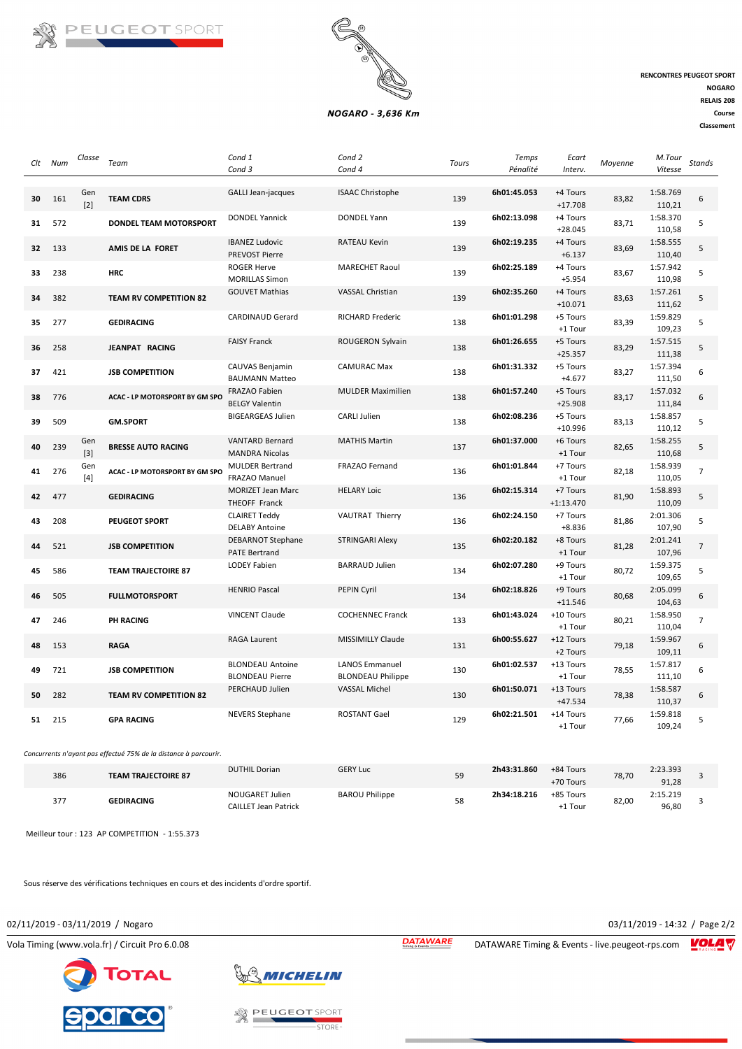NOGARO - 3,636 Km

RENCONTRES PEUGEOT SPORT
NOGARO
RELAIS 208
Course
Classement

| Clt | Num | Classe | Team | Cond 1 / Cond 3 | Cond 2 / Cond 4 | Tours | Temps / Pénalité | Ecart / Interv. | Moyenne | M.Tour / Vitesse | Stands |
|---|---|---|---|---|---|---|---|---|---|---|---|
| 30 | 161 | Gen [2] | TEAM CDRS | GALLI Jean-jacques | ISAAC Christophe | 139 | 6h01:45.053 | +4 Tours / +17.708 | 83,82 | 1:58.769 / 110,21 | 6 |
| 31 | 572 | | DONDEL TEAM MOTORSPORT | DONDEL Yannick | DONDEL Yann | 139 | 6h02:13.098 | +4 Tours / +28.045 | 83,71 | 1:58.370 / 110,58 | 5 |
| 32 | 133 | | AMIS DE LA FORET | IBANEZ Ludovic / PREVOST Pierre | RATEAU Kevin | 139 | 6h02:19.235 | +4 Tours / +6.137 | 83,69 | 1:58.555 / 110,40 | 5 |
| 33 | 238 | | HRC | ROGER Herve / MORILLAS Simon | MARECHET Raoul | 139 | 6h02:25.189 | +4 Tours / +5.954 | 83,67 | 1:57.942 / 110,98 | 5 |
| 34 | 382 | | TEAM RV COMPETITION 82 | GOUVET Mathias | VASSAL Christian | 139 | 6h02:35.260 | +4 Tours / +10.071 | 83,63 | 1:57.261 / 111,62 | 5 |
| 35 | 277 | | GEDIRACING | CARDINAUD Gerard | RICHARD Frederic | 138 | 6h01:01.298 | +5 Tours / +1 Tour | 83,39 | 1:59.829 / 109,23 | 5 |
| 36 | 258 | | JEANPAT RACING | FAISY Franck | ROUGERON Sylvain | 138 | 6h01:26.655 | +5 Tours / +25.357 | 83,29 | 1:57.515 / 111,38 | 5 |
| 37 | 421 | | JSB COMPETITION | CAUVAS Benjamin / BAUMANN Matteo | CAMURAC Max | 138 | 6h01:31.332 | +5 Tours / +4.677 | 83,27 | 1:57.394 / 111,50 | 6 |
| 38 | 776 | | ACAC - LP MOTORSPORT BY GM SPO | FRAZAO Fabien / BELGY Valentin | MULDER Maximilien | 138 | 6h01:57.240 | +5 Tours / +25.908 | 83,17 | 1:57.032 / 111,84 | 6 |
| 39 | 509 | | GM.SPORT | BIGEARGEAS Julien | CARLI Julien | 138 | 6h02:08.236 | +5 Tours / +10.996 | 83,13 | 1:58.857 / 110,12 | 5 |
| 40 | 239 | Gen [3] | BRESSE AUTO RACING | VANTARD Bernard / MANDRA Nicolas | MATHIS Martin | 137 | 6h01:37.000 | +6 Tours / +1 Tour | 82,65 | 1:58.255 / 110,68 | 5 |
| 41 | 276 | Gen [4] | ACAC - LP MOTORSPORT BY GM SPO | MULDER Bertrand / FRAZAO Manuel | FRAZAO Fernand | 136 | 6h01:01.844 | +7 Tours / +1 Tour | 82,18 | 1:58.939 / 110,05 | 7 |
| 42 | 477 | | GEDIRACING | MORIZET Jean Marc / THEOFF Franck | HELARY Loic | 136 | 6h02:15.314 | +7 Tours / +1:13.470 | 81,90 | 1:58.893 / 110,09 | 5 |
| 43 | 208 | | PEUGEOT SPORT | CLAIRET Teddy / DELABY Antoine | VAUTRAT Thierry | 136 | 6h02:24.150 | +7 Tours / +8.836 | 81,86 | 2:01.306 / 107,90 | 5 |
| 44 | 521 | | JSB COMPETITION | DEBARNOT Stephane / PATE Bertrand | STRINGARI Alexy | 135 | 6h02:20.182 | +8 Tours / +1 Tour | 81,28 | 2:01.241 / 107,96 | 7 |
| 45 | 586 | | TEAM TRAJECTOIRE 87 | LODEY Fabien | BARRAUD Julien | 134 | 6h02:07.280 | +9 Tours / +1 Tour | 80,72 | 1:59.375 / 109,65 | 5 |
| 46 | 505 | | FULLMOTORSPORT | HENRIO Pascal | PEPIN Cyril | 134 | 6h02:18.826 | +9 Tours / +11.546 | 80,68 | 2:05.099 / 104,63 | 6 |
| 47 | 246 | | PH RACING | VINCENT Claude | COCHENNEC Franck | 133 | 6h01:43.024 | +10 Tours / +1 Tour | 80,21 | 1:58.950 / 110,04 | 7 |
| 48 | 153 | | RAGA | RAGA Laurent | MISSIMILLY Claude | 131 | 6h00:55.627 | +12 Tours / +2 Tours | 79,18 | 1:59.967 / 109,11 | 6 |
| 49 | 721 | | JSB COMPETITION | BLONDEAU Antoine / BLONDEAU Pierre | LANOS Emmanuel / BLONDEAU Philippe | 130 | 6h01:02.537 | +13 Tours / +1 Tour | 78,55 | 1:57.817 / 111,10 | 6 |
| 50 | 282 | | TEAM RV COMPETITION 82 | PERCHAUD Julien | VASSAL Michel | 130 | 6h01:50.071 | +13 Tours / +47.534 | 78,38 | 1:58.587 / 110,37 | 6 |
| 51 | 215 | | GPA RACING | NEVERS Stephane | ROSTANT Gael | 129 | 6h02:21.501 | +14 Tours / +1 Tour | 77,66 | 1:59.818 / 109,24 | 5 |

*Concurrents n'ayant pas effectué 75% de la distance à parcourir.*

| Clt | Num | Classe | Team | Cond 1 / Cond 3 | Cond 2 / Cond 4 | Tours | Temps / Pénalité | Ecart / Interv. | Moyenne | M.Tour / Vitesse | Stands |
|---|---|---|---|---|---|---|---|---|---|---|---|
| | 386 | | TEAM TRAJECTOIRE 87 | DUTHIL Dorian | GERY Luc | 59 | 2h43:31.860 | +84 Tours / +70 Tours | 78,70 | 2:23.393 / 91,28 | 3 |
| | 377 | | GEDIRACING | NOUGARET Julien / CAILLET Jean Patrick | BAROU Philippe | 58 | 2h34:18.216 | +85 Tours / +1 Tour | 82,00 | 2:15.219 / 96,80 | 3 |

Meilleur tour : 123 AP COMPETITION - 1:55.373

Sous réserve des vérifications techniques en cours et des incidents d'ordre sportif.

02/11/2019 - 03/11/2019 / Nogaro

03/11/2019 - 14:32

Vola Timing (www.vola.fr) / Circuit Pro 6.0.08

DATAWARE Timing & Events - live.peugeot-rps.com